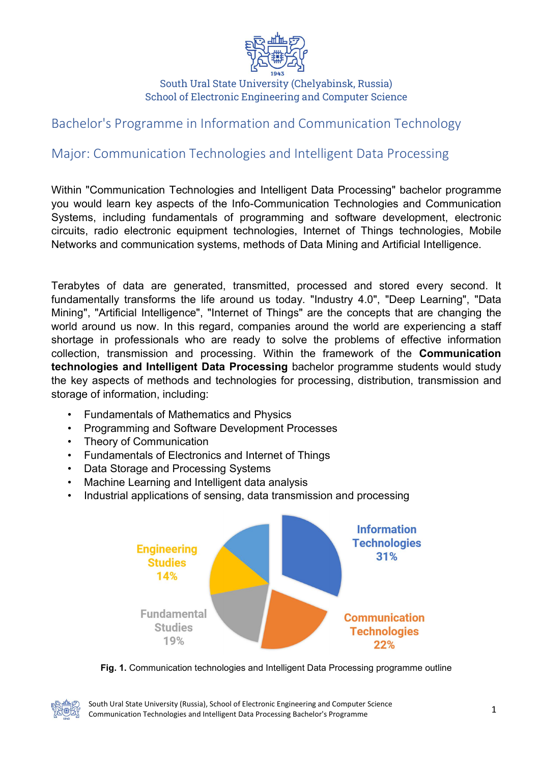South Ural State University (Chelyabinsk, Russia)
School of Electronic Engineering and Computer Science

# Bachelor's Programme in Information and Communication Technology

## Major: Communication Technologies and Intelligent Data Processing

Within "Communication Technologies and Intelligent Data Processing" bachelor programme you would learn key aspects of the Info-Communication Technologies and Communication Systems, including fundamentals of programming and software development, electronic circuits, radio electronic equipment technologies, Internet of Things technologies, Mobile Networks and communication systems, methods of Data Mining and Artificial Intelligence.

Terabytes of data are generated, transmitted, processed and stored every second. It fundamentally transforms the life around us today. "Industry 4.0", "Deep Learning", "Data Mining", "Artificial Intelligence", "Internet of Things" are the concepts that are changing the world around us now. In this regard, companies around the world are experiencing a staff shortage in professionals who are ready to solve the problems of effective information collection, transmission and processing. Within the framework of the **Communication technologies and Intelligent Data Processing** bachelor programme students would study the key aspects of methods and technologies for processing, distribution, transmission and storage of information, including:

- Fundamentals of Mathematics and Physics
- Programming and Software Development Processes
- Theory of Communication
- Fundamentals of Electronics and Internet of Things
- Data Storage and Processing Systems
- Machine Learning and Intelligent data analysis
- Industrial applications of sensing, data transmission and processing

Information Technologies 31%
Communication Technologies 22%
Fundamental Studies 19%
Engineering Studies 14%

**Fig. 1.** Communication technologies and Intelligent Data Processing programme outline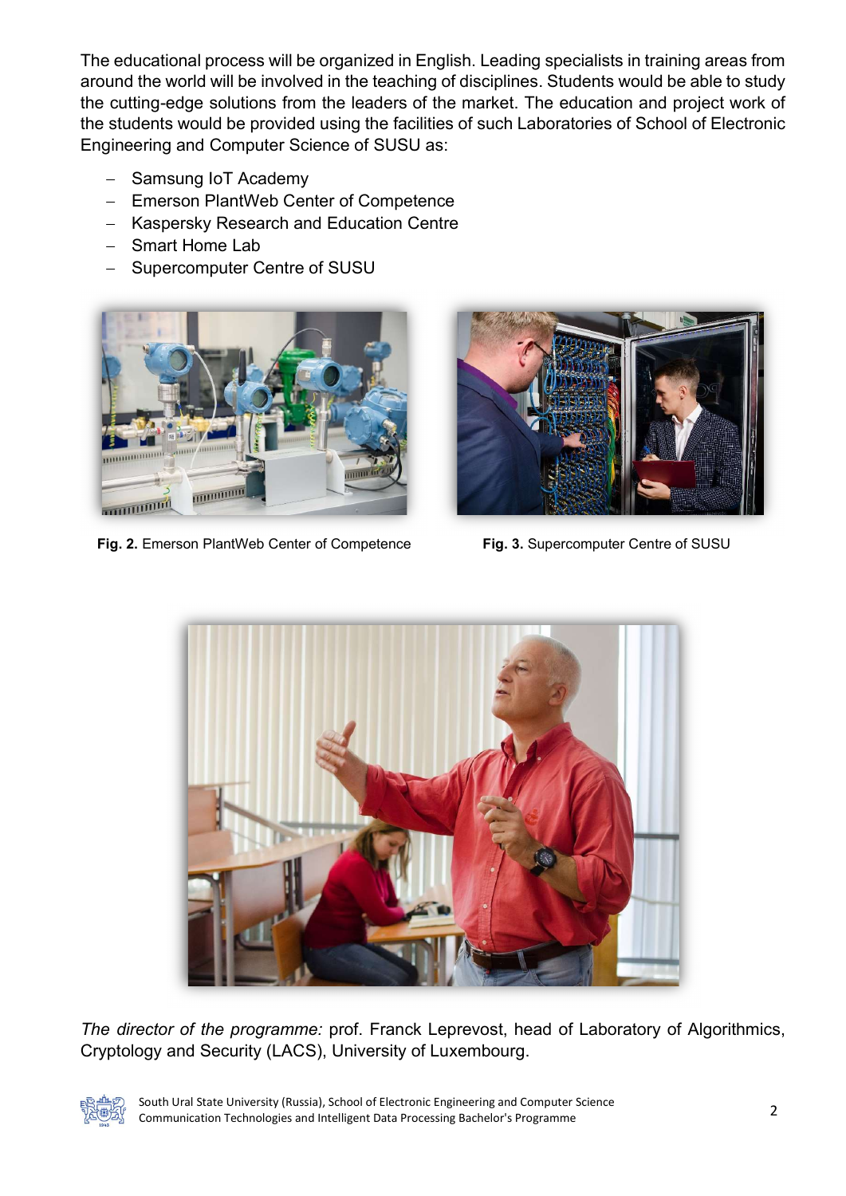The educational process will be organized in English. Leading specialists in training areas from around the world will be involved in the teaching of disciplines. Students would be able to study the cutting-edge solutions from the leaders of the market. The education and project work of the students would be provided using the facilities of such Laboratories of School of Electronic Engineering and Computer Science of SUSU as:

- Samsung IoT Academy
- Emerson PlantWeb Center of Competence
- Kaspersky Research and Education Centre
- Smart Home Lab
- Supercomputer Centre of SUSU

**Fig. 2.** Emerson PlantWeb Center of Competence

**Fig. 3.** Supercomputer Centre of SUSU

*The director of the programme:* prof. Franck Leprevost, head of Laboratory of Algorithmics, Cryptology and Security (LACS), University of Luxembourg.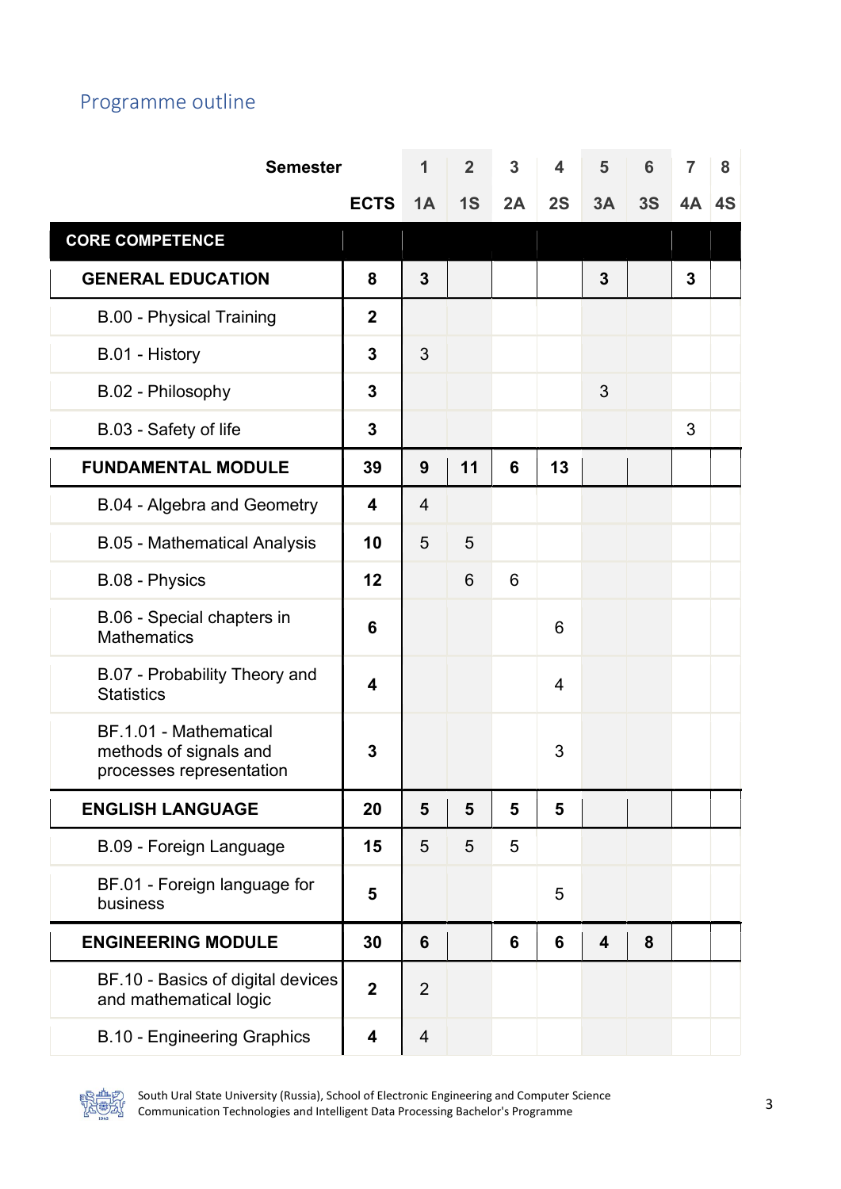## Programme outline

| Semester | | 1 | 2 | 3 | 4 | 5 | 6 | 7 | 8 |
|---|---|---|---|---|---|---|---|---|---|
| | ECTS | 1A | 1S | 2A | 2S | 3A | 3S | 4A | 4S |
| **CORE COMPETENCE** | | | | | | | | | |
| **GENERAL EDUCATION** | **8** | **3** | | | | **3** | | **3** | |
| B.00 - Physical Training | **2** | | | | | | | | |
| B.01 - History | **3** | 3 | | | | | | | |
| B.02 - Philosophy | **3** | | | | | 3 | | | |
| B.03 - Safety of life | **3** | | | | | | | 3 | |
| **FUNDAMENTAL MODULE** | **39** | **9** | **11** | **6** | **13** | | | | |
| B.04 - Algebra and Geometry | **4** | 4 | | | | | | | |
| B.05 - Mathematical Analysis | **10** | 5 | 5 | | | | | | |
| B.08 - Physics | **12** | | 6 | 6 | | | | | |
| B.06 - Special chapters in Mathematics | **6** | | | | 6 | | | | |
| B.07 - Probability Theory and Statistics | **4** | | | | 4 | | | | |
| BF.1.01 - Mathematical methods of signals and processes representation | **3** | | | | 3 | | | | |
| **ENGLISH LANGUAGE** | **20** | **5** | **5** | **5** | **5** | | | | |
| B.09 - Foreign Language | **15** | 5 | 5 | 5 | | | | | |
| BF.01 - Foreign language for business | **5** | | | | 5 | | | | |
| **ENGINEERING MODULE** | **30** | **6** | | **6** | **6** | **4** | **8** | | |
| BF.10 - Basics of digital devices and mathematical logic | **2** | 2 | | | | | | | |
| B.10 - Engineering Graphics | **4** | 4 | | | | | | | |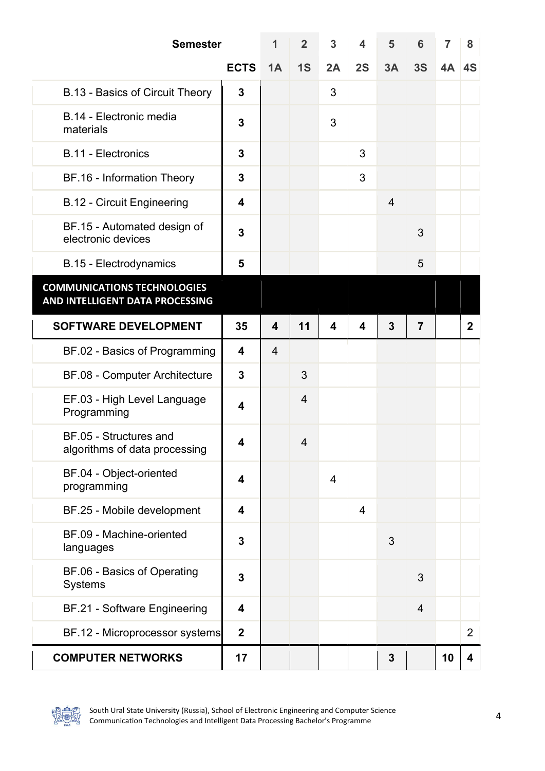| Semester | | 1 | 2 | 3 | 4 | 5 | 6 | 7 | 8 |
|---|---|---|---|---|---|---|---|---|---|
| | **ECTS** | **1A** | **1S** | **2A** | **2S** | **3A** | **3S** | **4A** | **4S** |
| B.13 - Basics of Circuit Theory | **3** | | | 3 | | | | | |
| B.14 - Electronic media materials | **3** | | | 3 | | | | | |
| B.11 - Electronics | **3** | | | | 3 | | | | |
| BF.16 - Information Theory | **3** | | | | 3 | | | | |
| B.12 - Circuit Engineering | **4** | | | | | 4 | | | |
| BF.15 - Automated design of electronic devices | **3** | | | | | | 3 | | |
| B.15 - Electrodynamics | **5** | | | | | | 5 | | |
| **COMMUNICATIONS TECHNOLOGIES AND INTELLIGENT DATA PROCESSING** | | | | | | | | | |
| **SOFTWARE DEVELOPMENT** | **35** | **4** | **11** | **4** | **4** | **3** | **7** | | **2** |
| BF.02 - Basics of Programming | **4** | 4 | | | | | | | |
| BF.08 - Computer Architecture | **3** | | 3 | | | | | | |
| EF.03 - High Level Language Programming | **4** | | 4 | | | | | | |
| BF.05 - Structures and algorithms of data processing | **4** | | 4 | | | | | | |
| BF.04 - Object-oriented programming | **4** | | | 4 | | | | | |
| BF.25 - Mobile development | **4** | | | | 4 | | | | |
| BF.09 - Machine-oriented languages | **3** | | | | | 3 | | | |
| BF.06 - Basics of Operating Systems | **3** | | | | | | 3 | | |
| BF.21 - Software Engineering | **4** | | | | | | 4 | | |
| BF.12 - Microprocessor systems | **2** | | | | | | | | 2 |
| **COMPUTER NETWORKS** | **17** | | | | | **3** | | **10** | **4** |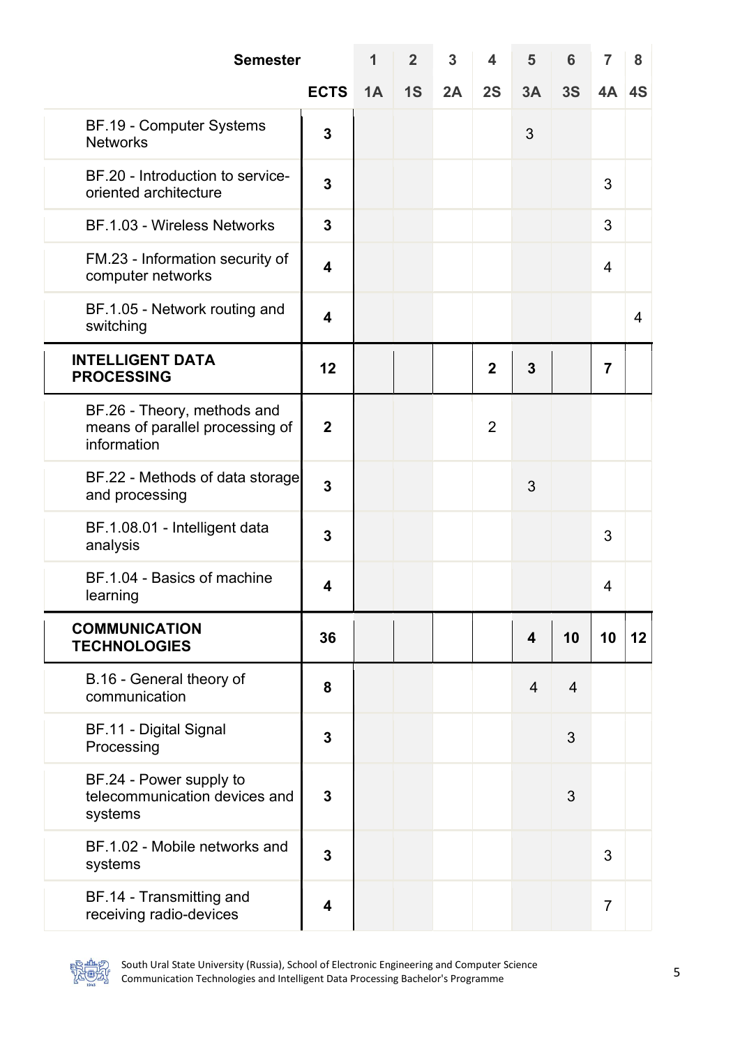| Semester | | 1 | 2 | 3 | 4 | 5 | 6 | 7 | 8 |
|---|---|---|---|---|---|---|---|---|---|
| | **ECTS** | **1A** | **1S** | **2A** | **2S** | **3A** | **3S** | **4A** | **4S** |
| BF.19 - Computer Systems Networks | **3** | | | | | 3 | | | |
| BF.20 - Introduction to service-oriented architecture | **3** | | | | | | | 3 | |
| BF.1.03 - Wireless Networks | **3** | | | | | | | 3 | |
| FM.23 - Information security of computer networks | **4** | | | | | | | 4 | |
| BF.1.05 - Network routing and switching | **4** | | | | | | | | 4 |
| **INTELLIGENT DATA PROCESSING** | **12** | | | | **2** | **3** | | **7** | |
| BF.26 - Theory, methods and means of parallel processing of information | **2** | | | | 2 | | | | |
| BF.22 - Methods of data storage and processing | **3** | | | | | 3 | | | |
| BF.1.08.01 - Intelligent data analysis | **3** | | | | | | | 3 | |
| BF.1.04 - Basics of machine learning | **4** | | | | | | | 4 | |
| **COMMUNICATION TECHNOLOGIES** | **36** | | | | | **4** | **10** | **10** | **12** |
| B.16 - General theory of communication | **8** | | | | | 4 | 4 | | |
| BF.11 - Digital Signal Processing | **3** | | | | | | 3 | | |
| BF.24 - Power supply to telecommunication devices and systems | **3** | | | | | | 3 | | |
| BF.1.02 - Mobile networks and systems | **3** | | | | | | | 3 | |
| BF.14 - Transmitting and receiving radio-devices | **4** | | | | | | | 7 | |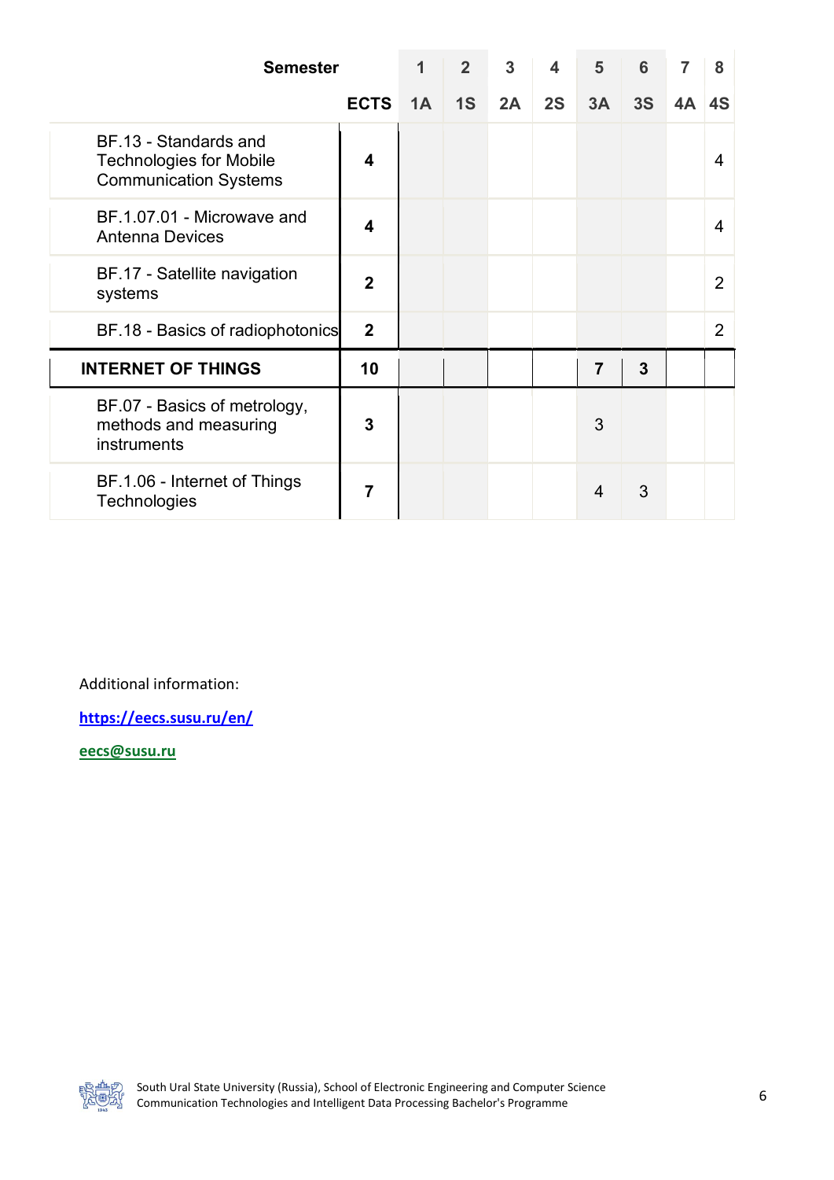| Semester | | 1 | 2 | 3 | 4 | 5 | 6 | 7 | 8 |
|---|---|---|---|---|---|---|---|---|---|
| | **ECTS** | **1A** | **1S** | **2A** | **2S** | **3A** | **3S** | **4A** | **4S** |
| BF.13 - Standards and Technologies for Mobile Communication Systems | **4** | | | | | | | | 4 |
| BF.1.07.01 - Microwave and Antenna Devices | **4** | | | | | | | | 4 |
| BF.17 - Satellite navigation systems | **2** | | | | | | | | 2 |
| BF.18 - Basics of radiophotonics | **2** | | | | | | | | 2 |
| **INTERNET OF THINGS** | **10** | | | | | **7** | **3** | | |
| BF.07 - Basics of metrology, methods and measuring instruments | **3** | | | | | 3 | | | |
| BF.1.06 - Internet of Things Technologies | **7** | | | | | 4 | 3 | | |

Additional information:

**https://eecs.susu.ru/en/**

**eecs@susu.ru**